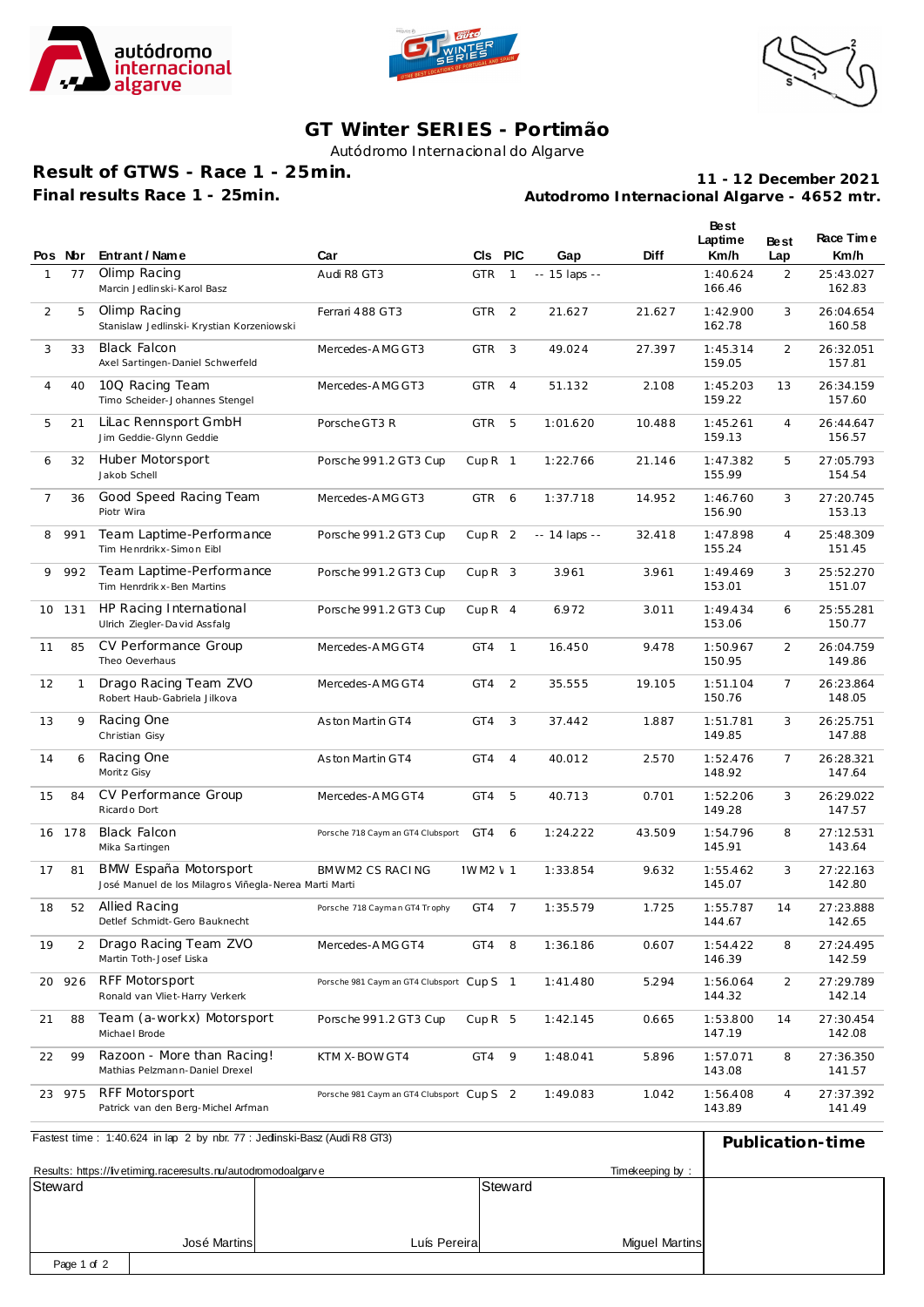# GT Winter SERIES - Portimão

Autódromo Internacional do Algarve

## Result of GTWS - Race 1 - 25min.

**Final results Race 1 - 25min.**

**11 - 12 December 2021**

**Autodromo Internacional Algarve - 4652 mtr.**

| Pos | Nbr | Entrant / Name | Car | Cls | PIC | Gap | Diff | Best Laptime Km/h | Best Lap | Race Time Km/h |
|---|---|---|---|---|---|---|---|---|---|---|
| 1 | 77 | Olimp Racing<br>Marcin Jedlinski-Karol Basz | Audi R8 GT3 | GTR | 1 | -- 15 laps -- | | 1:40.624<br>166.46 | 2 | 25:43.027<br>162.83 |
| 2 | 5 | Olimp Racing<br>Stanislaw Jedlinski- Krystian Korzeniowski | Ferrari 488 GT3 | GTR | 2 | 21.627 | 21.627 | 1:42.900<br>162.78 | 3 | 26:04.654<br>160.58 |
| 3 | 33 | Black Falcon<br>Axel Sartingen-Daniel Schwerfeld | Mercedes-AMG GT3 | GTR | 3 | 49.024 | 27.397 | 1:45.314<br>159.05 | 2 | 26:32.051<br>157.81 |
| 4 | 40 | 10Q Racing Team<br>Timo Scheider-Johannes Stengel | Mercedes-AMG GT3 | GTR | 4 | 51.132 | 2.108 | 1:45.203<br>159.22 | 13 | 26:34.159<br>157.60 |
| 5 | 21 | LiLac Rennsport GmbH<br>Jim Geddie-Glynn Geddie | Porsche GT3 R | GTR | 5 | 1:01.620 | 10.488 | 1:45.261<br>159.13 | 4 | 26:44.647<br>156.57 |
| 6 | 32 | Huber Motorsport<br>Jakob Schell | Porsche 991.2 GT3 Cup | Cup R | 1 | 1:22.766 | 21.146 | 1:47.382<br>155.99 | 5 | 27:05.793<br>154.54 |
| 7 | 36 | Good Speed Racing Team<br>Piotr Wira | Mercedes-AMG GT3 | GTR | 6 | 1:37.718 | 14.952 | 1:46.760<br>156.90 | 3 | 27:20.745<br>153.13 |
| 8 | 991 | Team Laptime-Performance<br>Tim Henrdrikx-Simon Eibl | Porsche 991.2 GT3 Cup | Cup R | 2 | -- 14 laps -- | 32.418 | 1:47.898<br>155.24 | 4 | 25:48.309<br>151.45 |
| 9 | 992 | Team Laptime-Performance<br>Tim Henrdrikx-Ben Martins | Porsche 991.2 GT3 Cup | Cup R | 3 | 3.961 | 3.961 | 1:49.469<br>153.01 | 3 | 25:52.270<br>151.07 |
| 10 | 131 | HP Racing International<br>Ulrich Ziegler-David Assfalg | Porsche 991.2 GT3 Cup | Cup R | 4 | 6.972 | 3.011 | 1:49.434<br>153.06 | 6 | 25:55.281<br>150.77 |
| 11 | 85 | CV Performance Group<br>Theo Oeverhaus | Mercedes-AMG GT4 | GT4 | 1 | 16.450 | 9.478 | 1:50.967<br>150.95 | 2 | 26:04.759<br>149.86 |
| 12 | 1 | Drago Racing Team ZVO<br>Robert Haub-Gabriela Jilkova | Mercedes-AMG GT4 | GT4 | 2 | 35.555 | 19.105 | 1:51.104<br>150.76 | 7 | 26:23.864<br>148.05 |
| 13 | 9 | Racing One<br>Christian Gisy | Aston Martin GT4 | GT4 | 3 | 37.442 | 1.887 | 1:51.781<br>149.85 | 3 | 26:25.751<br>147.88 |
| 14 | 6 | Racing One<br>Moritz Gisy | Aston Martin GT4 | GT4 | 4 | 40.012 | 2.570 | 1:52.476<br>148.92 | 7 | 26:28.321<br>147.64 |
| 15 | 84 | CV Performance Group<br>Ricardo Dort | Mercedes-AMG GT4 | GT4 | 5 | 40.713 | 0.701 | 1:52.206<br>149.28 | 3 | 26:29.022<br>147.57 |
| 16 | 178 | Black Falcon<br>Mika Sartingen | Porsche 718 Cayman GT4 Clubsport | GT4 | 6 | 1:24.222 | 43.509 | 1:54.796<br>145.91 | 8 | 27:12.531<br>143.64 |
| 17 | 81 | BMW España Motorsport<br>José Manuel de los Milagros Viñegla-Nerea Marti Marti | BMW M2 CS RACING | 1W M2 \ | 1 | 1:33.854 | 9.632 | 1:55.462<br>145.07 | 3 | 27:22.163<br>142.80 |
| 18 | 52 | Allied Racing<br>Detlef Schmidt-Gero Bauknecht | Porsche 718 Cayman GT4 Trophy | GT4 | 7 | 1:35.579 | 1.725 | 1:55.787<br>144.67 | 14 | 27:23.888<br>142.65 |
| 19 | 2 | Drago Racing Team ZVO<br>Martin Toth-Josef Liska | Mercedes-AMG GT4 | GT4 | 8 | 1:36.186 | 0.607 | 1:54.422<br>146.39 | 8 | 27:24.495<br>142.59 |
| 20 | 926 | RFF Motorsport<br>Ronald van Vliet-Harry Verkerk | Porsche 981 Cayman GT4 Clubsport | Cup S | 1 | 1:41.480 | 5.294 | 1:56.064<br>144.32 | 2 | 27:29.789<br>142.14 |
| 21 | 88 | Team (a-workx) Motorsport<br>Michael Brode | Porsche 991.2 GT3 Cup | Cup R | 5 | 1:42.145 | 0.665 | 1:53.800<br>147.19 | 14 | 27:30.454<br>142.08 |
| 22 | 99 | Razoon - More than Racing!<br>Mathias Pelzmann-Daniel Drexel | KTM X-BOW GT4 | GT4 | 9 | 1:48.041 | 5.896 | 1:57.071<br>143.08 | 8 | 27:36.350<br>141.57 |
| 23 | 975 | RFF Motorsport<br>Patrick van den Berg-Michel Arfman | Porsche 981 Cayman GT4 Clubsport | Cup S | 2 | 1:49.083 | 1.042 | 1:56.408<br>143.89 | 4 | 27:37.392<br>141.49 |

Fastest time : 1:40.624 in lap 2 by nbr. 77 : Jedlinski-Basz (Audi R8 GT3)

**Publication-time**

Results: https://livetiming.raceresults.nu/autodromodoalgarve

Timekeeping by :

| Steward | Steward | |
|---|---|---|
| José Martins | Luís Pereira | Miguel Martins |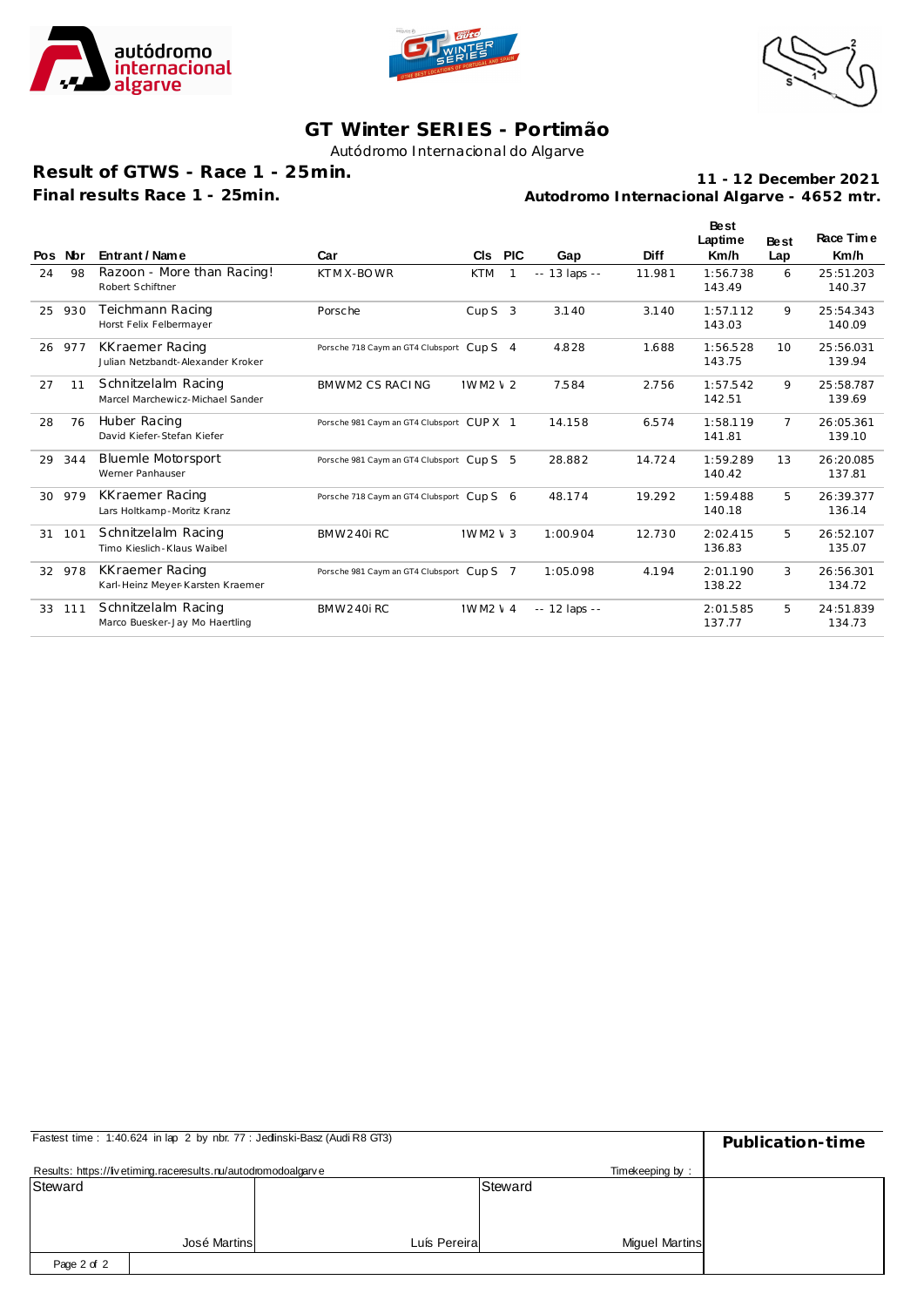# GT Winter SERIES - Portimão

Autódromo Internacional do Algarve

## Result of GTWS - Race 1 - 25min.

**Final results Race 1 - 25min.**

**11 - 12 December 2021**

**Autodromo Internacional Algarve - 4652 mtr.**

| Pos | Nbr | Entrant / Name | Car | Cls | PIC | Gap | Diff | Best Laptime Km/h | Best Lap | Race Time Km/h |
|---|---|---|---|---|---|---|---|---|---|---|
| 24 | 98 | Razoon - More than Racing!<br>Robert Schiftner | KTM X-BOW R | KTM | 1 | -- 13 laps -- | 11.981 | 1:56.738<br>143.49 | 6 | 25:51.203<br>140.37 |
| 25 | 930 | Teichmann Racing<br>Horst Felix Felbermayer | Porsche | Cup S | 3 | 3.140 | 3.140 | 1:57.112<br>143.03 | 9 | 25:54.343<br>140.09 |
| 26 | 977 | KKraemer Racing<br>Julian Netzbandt-Alexander Kroker | Porsche 718 Caym an GT4 Clubsport | Cup S | 4 | 4.828 | 1.688 | 1:56.528<br>143.75 | 10 | 25:56.031<br>139.94 |
| 27 | 11 | Schnitzelalm Racing<br>Marcel Marchewicz-Michael Sander | BMW M2 CS RACING | 1W M2 \ | 2 | 7.584 | 2.756 | 1:57.542<br>142.51 | 9 | 25:58.787<br>139.69 |
| 28 | 76 | Huber Racing<br>David Kiefer-Stefan Kiefer | Porsche 981 Caym an GT4 Clubsport | CUP X | 1 | 14.158 | 6.574 | 1:58.119<br>141.81 | 7 | 26:05.361<br>139.10 |
| 29 | 344 | Bluemle Motorsport<br>Werner Panhauser | Porsche 981 Caym an GT4 Clubsport | Cup S | 5 | 28.882 | 14.724 | 1:59.289<br>140.42 | 13 | 26:20.085<br>137.81 |
| 30 | 979 | KKraemer Racing<br>Lars Holtkamp-Moritz Kranz | Porsche 718 Caym an GT4 Clubsport | Cup S | 6 | 48.174 | 19.292 | 1:59.488<br>140.18 | 5 | 26:39.377<br>136.14 |
| 31 | 101 | Schnitzelalm Racing<br>Timo Kieslich-Klaus Waibel | BMW 240i RC | 1W M2 \ | 3 | 1:00.904 | 12.730 | 2:02.415<br>136.83 | 5 | 26:52.107<br>135.07 |
| 32 | 978 | KKraemer Racing<br>Karl-Heinz Meyer-Karsten Kraemer | Porsche 981 Caym an GT4 Clubsport | Cup S | 7 | 1:05.098 | 4.194 | 2:01.190<br>138.22 | 3 | 26:56.301<br>134.72 |
| 33 | 111 | Schnitzelalm Racing<br>Marco Buesker-Jay Mo Haertling | BMW 240i RC | 1W M2 \ | 4 | -- 12 laps -- | | 2:01.585<br>137.77 | 5 | 24:51.839<br>134.73 |

Fastest time : 1:40.624 in lap 2 by nbr. 77 : Jedlinski-Basz (Audi R8 GT3)

Results: https://livetiming.raceresults.nu/autodromodoalgarve

Timekeeping by :

**Publication-time**

| Steward | Steward | |
|---|---|---|
| José Martins | Luís Pereira | Miguel Martins |